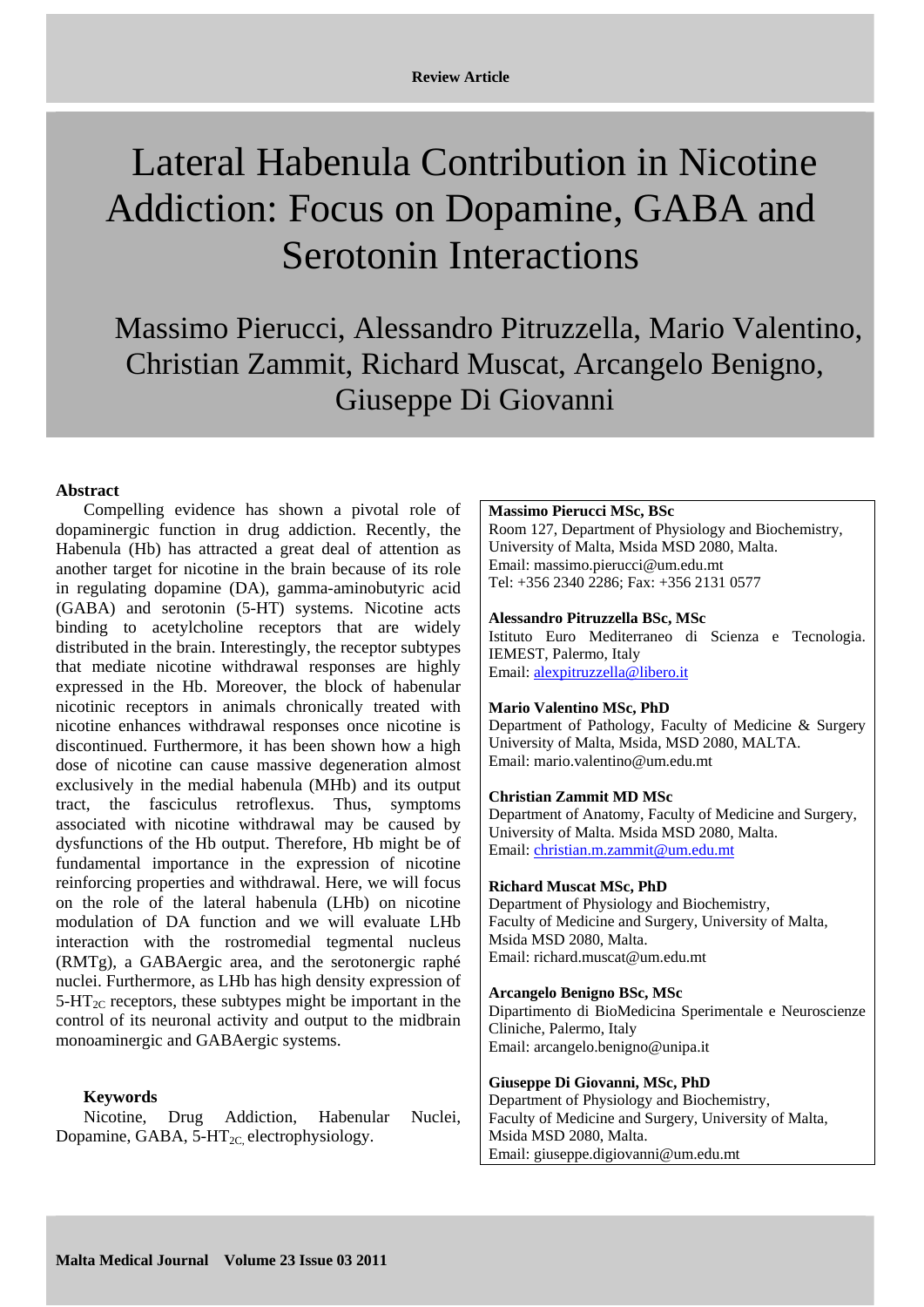Review Article

# Lateral Habenula Contribution in Nicotine Addiction: Focus on Dopamine, GABA and Serotonin Interactions

Massimo Pierucci, Alessandro Pitruzzella, Mario Valentino, Christian Zammit, Richard Muscat, Arcangelo Benigno, Giuseppe Di Giovanni

## Abstract

Compelling evidence has shown a pivotal role of dopaminergic function in drug addiction. Recently, the Habenula (Hb) has attracted a great deal of attention as another target for nicotine in the brain because of its role in regulating dopamine (DA), gamma-aminobutyric acid (GABA) and serotonin (5-HT) systems. Nicotine acts binding to acetylcholine receptors that are widely distributed in the brain. Interestingly, the receptor subtypes that mediate nicotine withdrawal responses are highly expressed in the Hb. Moreover, the block of habenular nicotinic receptors in animals chronically treated with nicotine enhances withdrawal responses once nicotine is discontinued. Furthermore, it has been shown how a high dose of nicotine can cause massive degeneration almost exclusively in the medial habenula (MHb) and its output tract, the fasciculus retroflexus. Thus, symptoms associated with nicotine withdrawal may be caused by dysfunctions of the Hb output. Therefore, Hb might be of fundamental importance in the expression of nicotine reinforcing properties and withdrawal. Here, we will focus on the role of the lateral habenula (LHb) on nicotine modulation of DA function and we will evaluate LHb interaction with the rostromedial tegmental nucleus (RMTg), a GABAergic area, and the serotonergic raphé nuclei. Furthermore, as LHb has high density expression of 5-HT$_{2C}$ receptors, these subtypes might be important in the control of its neuronal activity and output to the midbrain monoaminergic and GABAergic systems.

### Keywords

Nicotine, Drug Addiction, Habenular Nuclei, Dopamine, GABA, 5-HT$_{2C}$, electrophysiology.

**Massimo Pierucci MSc, BSc**
Room 127, Department of Physiology and Biochemistry, University of Malta, Msida MSD 2080, Malta.
Email: massimo.pierucci@um.edu.mt
Tel: +356 2340 2286; Fax: +356 2131 0577

**Alessandro Pitruzzella BSc, MSc**
Istituto Euro Mediterraneo di Scienza e Tecnologia. IEMEST, Palermo, Italy
Email: alexpitruzzella@libero.it

**Mario Valentino MSc, PhD**
Department of Pathology, Faculty of Medicine & Surgery University of Malta, Msida, MSD 2080, MALTA.
Email: mario.valentino@um.edu.mt

**Christian Zammit MD MSc**
Department of Anatomy, Faculty of Medicine and Surgery, University of Malta. Msida MSD 2080, Malta.
Email: christian.m.zammit@um.edu.mt

**Richard Muscat MSc, PhD**
Department of Physiology and Biochemistry, Faculty of Medicine and Surgery, University of Malta, Msida MSD 2080, Malta.
Email: richard.muscat@um.edu.mt

**Arcangelo Benigno BSc, MSc**
Dipartimento di BioMedicina Sperimentale e Neuroscienze Cliniche, Palermo, Italy
Email: arcangelo.benigno@unipa.it

**Giuseppe Di Giovanni, MSc, PhD**
Department of Physiology and Biochemistry, Faculty of Medicine and Surgery, University of Malta, Msida MSD 2080, Malta.
Email: giuseppe.digiovanni@um.edu.mt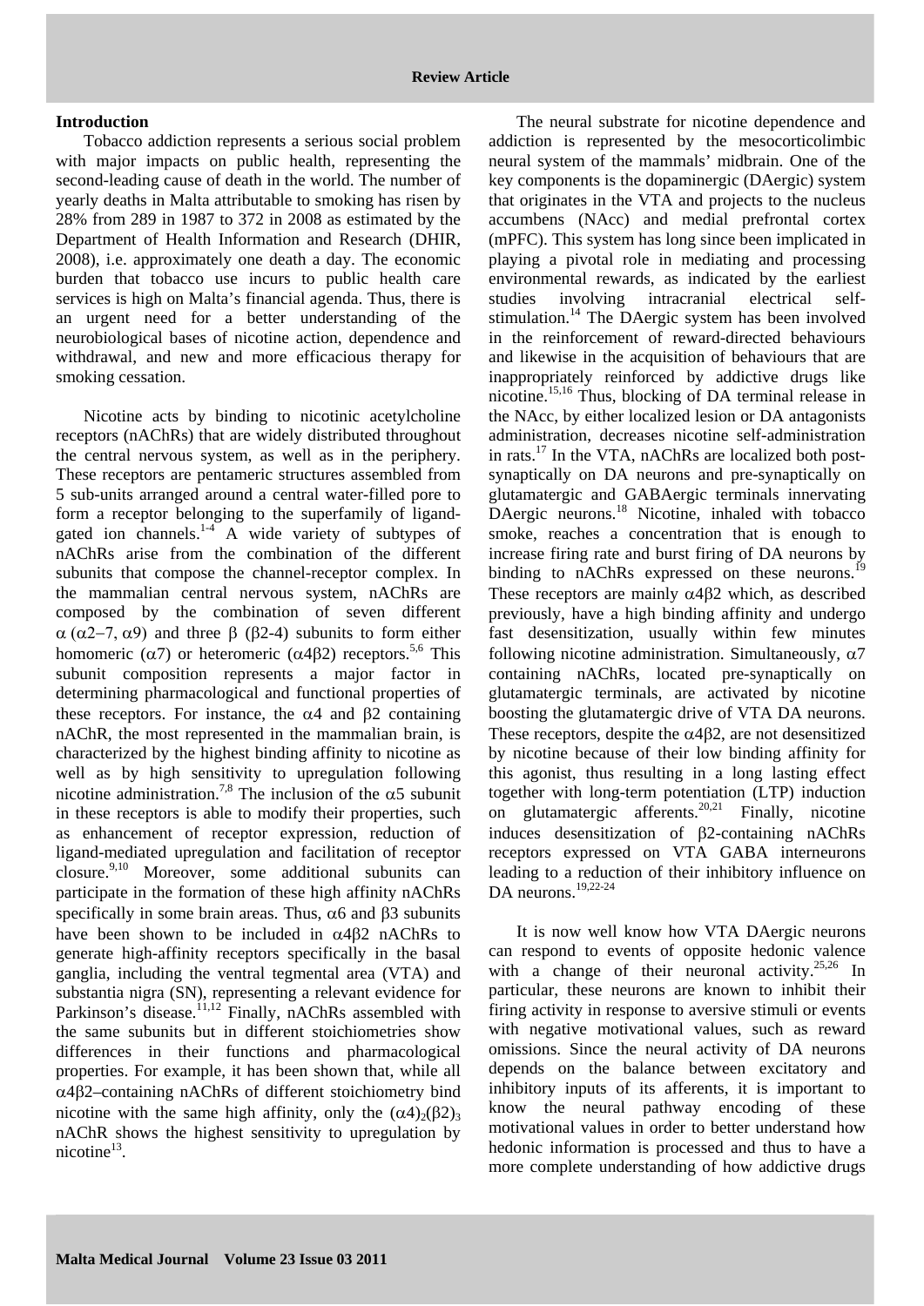## Introduction

Tobacco addiction represents a serious social problem with major impacts on public health, representing the second-leading cause of death in the world. The number of yearly deaths in Malta attributable to smoking has risen by 28% from 289 in 1987 to 372 in 2008 as estimated by the Department of Health Information and Research (DHIR, 2008), i.e. approximately one death a day. The economic burden that tobacco use incurs to public health care services is high on Malta's financial agenda. Thus, there is an urgent need for a better understanding of the neurobiological bases of nicotine action, dependence and withdrawal, and new and more efficacious therapy for smoking cessation.

Nicotine acts by binding to nicotinic acetylcholine receptors (nAChRs) that are widely distributed throughout the central nervous system, as well as in the periphery. These receptors are pentameric structures assembled from 5 sub-units arranged around a central water-filled pore to form a receptor belonging to the superfamily of ligand-gated ion channels.[1-4] A wide variety of subtypes of nAChRs arise from the combination of the different subunits that compose the channel-receptor complex. In the mammalian central nervous system, nAChRs are composed by the combination of seven different $\alpha$ ($\alpha2-7$, $\alpha9$) and three $\beta$ ($\beta$2-4) subunits to form either homomeric ($\alpha7$) or heteromeric ($\alpha4\beta2$) receptors.[5,6] This subunit composition represents a major factor in determining pharmacological and functional properties of these receptors. For instance, the $\alpha4$ and $\beta2$ containing nAChR, the most represented in the mammalian brain, is characterized by the highest binding affinity to nicotine as well as by high sensitivity to upregulation following nicotine administration.[7,8] The inclusion of the $\alpha5$ subunit in these receptors is able to modify their properties, such as enhancement of receptor expression, reduction of ligand-mediated upregulation and facilitation of receptor closure.[9,10] Moreover, some additional subunits can participate in the formation of these high affinity nAChRs specifically in some brain areas. Thus, $\alpha6$ and $\beta3$ subunits have been shown to be included in $\alpha4\beta2$ nAChRs to generate high-affinity receptors specifically in the basal ganglia, including the ventral tegmental area (VTA) and substantia nigra (SN), representing a relevant evidence for Parkinson's disease.[11,12] Finally, nAChRs assembled with the same subunits but in different stoichiometries show differences in their functions and pharmacological properties. For example, it has been shown that, while all $\alpha4\beta2$–containing nAChRs of different stoichiometry bind nicotine with the same high affinity, only the $(\alpha4)_2(\beta2)_3$ nAChR shows the highest sensitivity to upregulation by nicotine[13].

The neural substrate for nicotine dependence and addiction is represented by the mesocorticolimbic neural system of the mammals' midbrain. One of the key components is the dopaminergic (DAergic) system that originates in the VTA and projects to the nucleus accumbens (NAcc) and medial prefrontal cortex (mPFC). This system has long since been implicated in playing a pivotal role in mediating and processing environmental rewards, as indicated by the earliest studies involving intracranial electrical self-stimulation.[14] The DAergic system has been involved in the reinforcement of reward-directed behaviours and likewise in the acquisition of behaviours that are inappropriately reinforced by addictive drugs like nicotine.[15,16] Thus, blocking of DA terminal release in the NAcc, by either localized lesion or DA antagonists administration, decreases nicotine self-administration in rats.[17] In the VTA, nAChRs are localized both post-synaptically on DA neurons and pre-synaptically on glutamatergic and GABAergic terminals innervating DAergic neurons.[18] Nicotine, inhaled with tobacco smoke, reaches a concentration that is enough to increase firing rate and burst firing of DA neurons by binding to nAChRs expressed on these neurons.[19] These receptors are mainly $\alpha4\beta2$ which, as described previously, have a high binding affinity and undergo fast desensitization, usually within few minutes following nicotine administration. Simultaneously, $\alpha7$ containing nAChRs, located pre-synaptically on glutamatergic terminals, are activated by nicotine boosting the glutamatergic drive of VTA DA neurons. These receptors, despite the $\alpha4\beta2$, are not desensitized by nicotine because of their low binding affinity for this agonist, thus resulting in a long lasting effect together with long-term potentiation (LTP) induction on glutamatergic afferents.[20,21] Finally, nicotine induces desensitization of $\beta2$-containing nAChRs receptors expressed on VTA GABA interneurons leading to a reduction of their inhibitory influence on DA neurons.[19,22-24]

It is now well know how VTA DAergic neurons can respond to events of opposite hedonic valence with a change of their neuronal activity.[25,26] In particular, these neurons are known to inhibit their firing activity in response to aversive stimuli or events with negative motivational values, such as reward omissions. Since the neural activity of DA neurons depends on the balance between excitatory and inhibitory inputs of its afferents, it is important to know the neural pathway encoding of these motivational values in order to better understand how hedonic information is processed and thus to have a more complete understanding of how addictive drugs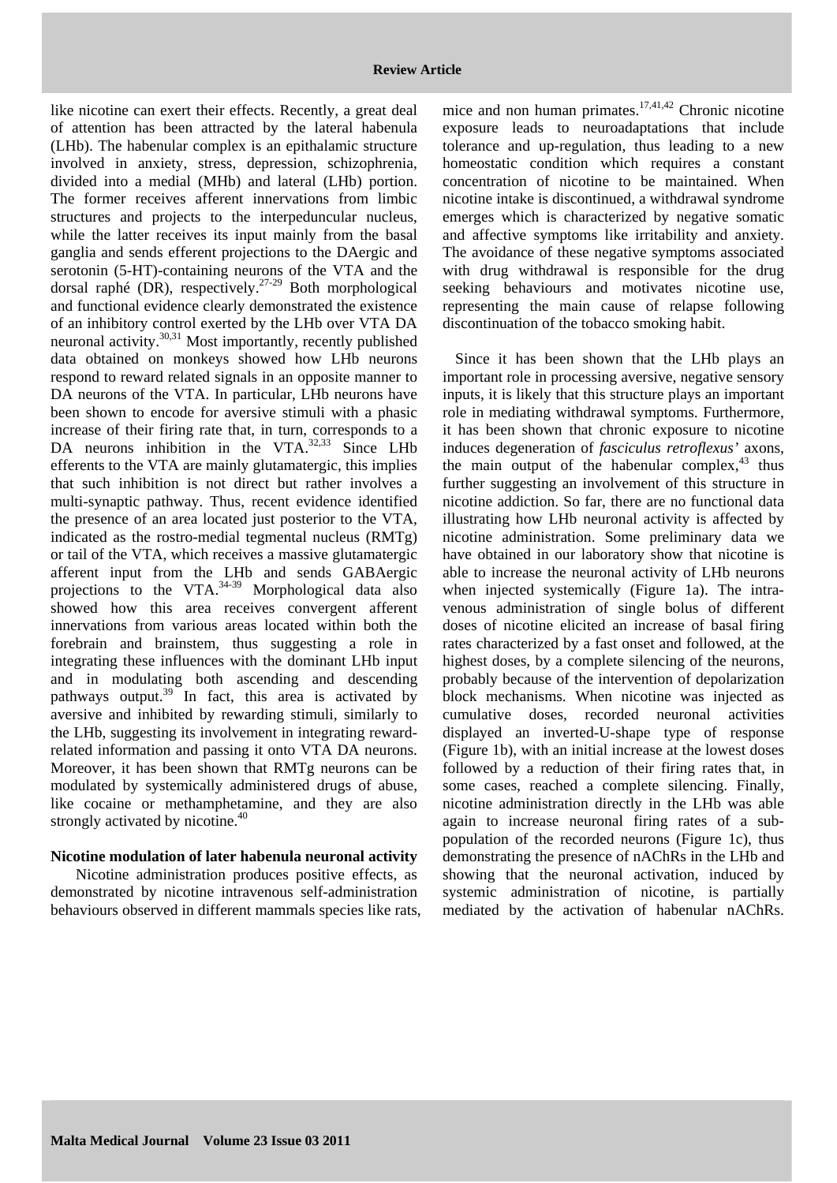like nicotine can exert their effects. Recently, a great deal of attention has been attracted by the lateral habenula (LHb). The habenular complex is an epithalamic structure involved in anxiety, stress, depression, schizophrenia, divided into a medial (MHb) and lateral (LHb) portion. The former receives afferent innervations from limbic structures and projects to the interpeduncular nucleus, while the latter receives its input mainly from the basal ganglia and sends efferent projections to the DAergic and serotonin (5-HT)-containing neurons of the VTA and the dorsal raphé (DR), respectively.[27-29] Both morphological and functional evidence clearly demonstrated the existence of an inhibitory control exerted by the LHb over VTA DA neuronal activity.[30,31] Most importantly, recently published data obtained on monkeys showed how LHb neurons respond to reward related signals in an opposite manner to DA neurons of the VTA. In particular, LHb neurons have been shown to encode for aversive stimuli with a phasic increase of their firing rate that, in turn, corresponds to a DA neurons inhibition in the VTA.[32,33] Since LHb efferents to the VTA are mainly glutamatergic, this implies that such inhibition is not direct but rather involves a multi-synaptic pathway. Thus, recent evidence identified the presence of an area located just posterior to the VTA, indicated as the rostro-medial tegmental nucleus (RMTg) or tail of the VTA, which receives a massive glutamatergic afferent input from the LHb and sends GABAergic projections to the VTA.[34-39] Morphological data also showed how this area receives convergent afferent innervations from various areas located within both the forebrain and brainstem, thus suggesting a role in integrating these influences with the dominant LHb input and in modulating both ascending and descending pathways output.[39] In fact, this area is activated by aversive and inhibited by rewarding stimuli, similarly to the LHb, suggesting its involvement in integrating reward-related information and passing it onto VTA DA neurons. Moreover, it has been shown that RMTg neurons can be modulated by systemically administered drugs of abuse, like cocaine or methamphetamine, and they are also strongly activated by nicotine.[40]

**Nicotine modulation of later habenula neuronal activity**

Nicotine administration produces positive effects, as demonstrated by nicotine intravenous self-administration behaviours observed in different mammals species like rats, mice and non human primates.[17,41,42] Chronic nicotine exposure leads to neuroadaptations that include tolerance and up-regulation, thus leading to a new homeostatic condition which requires a constant concentration of nicotine to be maintained. When nicotine intake is discontinued, a withdrawal syndrome emerges which is characterized by negative somatic and affective symptoms like irritability and anxiety. The avoidance of these negative symptoms associated with drug withdrawal is responsible for the drug seeking behaviours and motivates nicotine use, representing the main cause of relapse following discontinuation of the tobacco smoking habit.

Since it has been shown that the LHb plays an important role in processing aversive, negative sensory inputs, it is likely that this structure plays an important role in mediating withdrawal symptoms. Furthermore, it has been shown that chronic exposure to nicotine induces degeneration of *fasciculus retroflexus'* axons, the main output of the habenular complex,[43] thus further suggesting an involvement of this structure in nicotine addiction. So far, there are no functional data illustrating how LHb neuronal activity is affected by nicotine administration. Some preliminary data we have obtained in our laboratory show that nicotine is able to increase the neuronal activity of LHb neurons when injected systemically (Figure 1a). The intravenous administration of single bolus of different doses of nicotine elicited an increase of basal firing rates characterized by a fast onset and followed, at the highest doses, by a complete silencing of the neurons, probably because of the intervention of depolarization block mechanisms. When nicotine was injected as cumulative doses, recorded neuronal activities displayed an inverted-U-shape type of response (Figure 1b), with an initial increase at the lowest doses followed by a reduction of their firing rates that, in some cases, reached a complete silencing. Finally, nicotine administration directly in the LHb was able again to increase neuronal firing rates of a sub-population of the recorded neurons (Figure 1c), thus demonstrating the presence of nAChRs in the LHb and showing that the neuronal activation, induced by systemic administration of nicotine, is partially mediated by the activation of habenular nAChRs.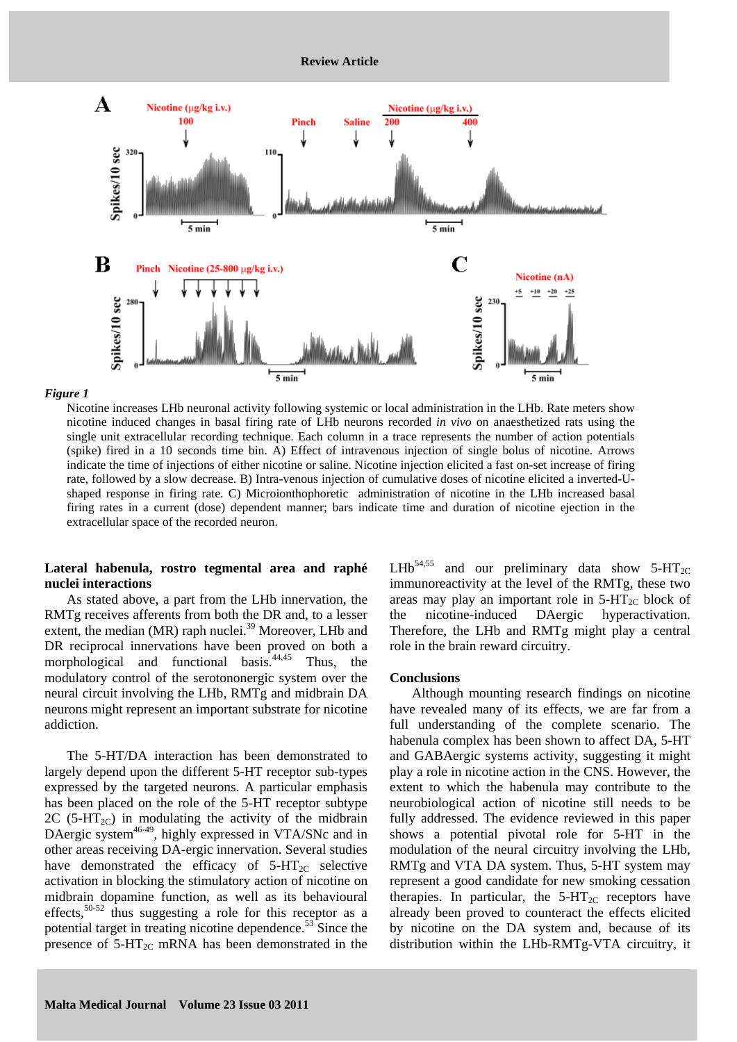*Figure 1*

Nicotine increases LHb neuronal activity following systemic or local administration in the LHb. Rate meters show nicotine induced changes in basal firing rate of LHb neurons recorded *in vivo* on anaesthetized rats using the single unit extracellular recording technique. Each column in a trace represents the number of action potentials (spike) fired in a 10 seconds time bin. A) Effect of intravenous injection of single bolus of nicotine. Arrows indicate the time of injections of either nicotine or saline. Nicotine injection elicited a fast on-set increase of firing rate, followed by a slow decrease. B) Intra-venous injection of cumulative doses of nicotine elicited a inverted-U-shaped response in firing rate. C) Microionthophoretic administration of nicotine in the LHb increased basal firing rates in a current (dose) dependent manner; bars indicate time and duration of nicotine ejection in the extracellular space of the recorded neuron.

**Lateral habenula, rostro tegmental area and raphé nuclei interactions**

As stated above, a part from the LHb innervation, the RMTg receives afferents from both the DR and, to a lesser extent, the median (MR) raph nuclei.[39] Moreover, LHb and DR reciprocal innervations have been proved on both a morphological and functional basis.[44,45] Thus, the modulatory control of the serotononergic system over the neural circuit involving the LHb, RMTg and midbrain DA neurons might represent an important substrate for nicotine addiction.

The 5-HT/DA interaction has been demonstrated to largely depend upon the different 5-HT receptor sub-types expressed by the targeted neurons. A particular emphasis has been placed on the role of the 5-HT receptor subtype 2C ($5\text{-HT}_{2C}$) in modulating the activity of the midbrain DAergic system[46-49], highly expressed in VTA/SNc and in other areas receiving DA-ergic innervation. Several studies have demonstrated the efficacy of $5\text{-HT}_{2C}$ selective activation in blocking the stimulatory action of nicotine on midbrain dopamine function, as well as its behavioural effects,[50-52] thus suggesting a role for this receptor as a potential target in treating nicotine dependence.[53] Since the presence of $5\text{-HT}_{2C}$ mRNA has been demonstrated in the LHb[54,55] and our preliminary data show $5\text{-HT}_{2C}$ immunoreactivity at the level of the RMTg, these two areas may play an important role in $5\text{-HT}_{2C}$ block of the nicotine-induced DAergic hyperactivation. Therefore, the LHb and RMTg might play a central role in the brain reward circuitry.

**Conclusions**

Although mounting research findings on nicotine have revealed many of its effects, we are far from a full understanding of the complete scenario. The habenula complex has been shown to affect DA, 5-HT and GABAergic systems activity, suggesting it might play a role in nicotine action in the CNS. However, the extent to which the habenula may contribute to the neurobiological action of nicotine still needs to be fully addressed. The evidence reviewed in this paper shows a potential pivotal role for 5-HT in the modulation of the neural circuitry involving the LHb, RMTg and VTA DA system. Thus, 5-HT system may represent a good candidate for new smoking cessation therapies. In particular, the $5\text{-HT}_{2C}$ receptors have already been proved to counteract the effects elicited by nicotine on the DA system and, because of its distribution within the LHb-RMTg-VTA circuitry, it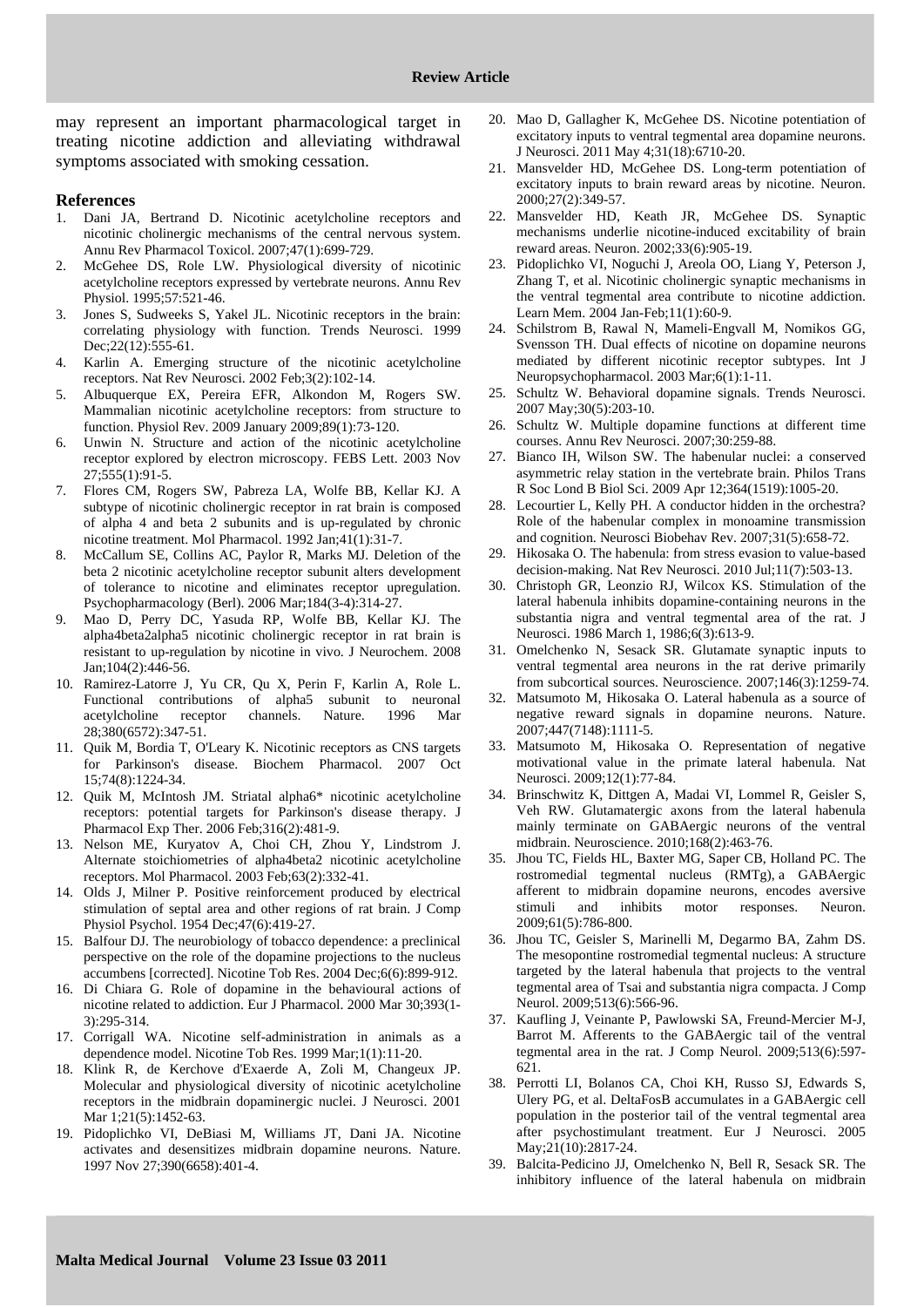may represent an important pharmacological target in treating nicotine addiction and alleviating withdrawal symptoms associated with smoking cessation.

## References

1. Dani JA, Bertrand D. Nicotinic acetylcholine receptors and nicotinic cholinergic mechanisms of the central nervous system. Annu Rev Pharmacol Toxicol. 2007;47(1):699-729.
2. McGehee DS, Role LW. Physiological diversity of nicotinic acetylcholine receptors expressed by vertebrate neurons. Annu Rev Physiol. 1995;57:521-46.
3. Jones S, Sudweeks S, Yakel JL. Nicotinic receptors in the brain: correlating physiology with function. Trends Neurosci. 1999 Dec;22(12):555-61.
4. Karlin A. Emerging structure of the nicotinic acetylcholine receptors. Nat Rev Neurosci. 2002 Feb;3(2):102-14.
5. Albuquerque EX, Pereira EFR, Alkondon M, Rogers SW. Mammalian nicotinic acetylcholine receptors: from structure to function. Physiol Rev. 2009 January 2009;89(1):73-120.
6. Unwin N. Structure and action of the nicotinic acetylcholine receptor explored by electron microscopy. FEBS Lett. 2003 Nov 27;555(1):91-5.
7. Flores CM, Rogers SW, Pabreza LA, Wolfe BB, Kellar KJ. A subtype of nicotinic cholinergic receptor in rat brain is composed of alpha 4 and beta 2 subunits and is up-regulated by chronic nicotine treatment. Mol Pharmacol. 1992 Jan;41(1):31-7.
8. McCallum SE, Collins AC, Paylor R, Marks MJ. Deletion of the beta 2 nicotinic acetylcholine receptor subunit alters development of tolerance to nicotine and eliminates receptor upregulation. Psychopharmacology (Berl). 2006 Mar;184(3-4):314-27.
9. Mao D, Perry DC, Yasuda RP, Wolfe BB, Kellar KJ. The alpha4beta2alpha5 nicotinic cholinergic receptor in rat brain is resistant to up-regulation by nicotine in vivo. J Neurochem. 2008 Jan;104(2):446-56.
10. Ramirez-Latorre J, Yu CR, Qu X, Perin F, Karlin A, Role L. Functional contributions of alpha5 subunit to neuronal acetylcholine receptor channels. Nature. 1996 Mar 28;380(6572):347-51.
11. Quik M, Bordia T, O'Leary K. Nicotinic receptors as CNS targets for Parkinson's disease. Biochem Pharmacol. 2007 Oct 15;74(8):1224-34.
12. Quik M, McIntosh JM. Striatal alpha6* nicotinic acetylcholine receptors: potential targets for Parkinson's disease therapy. J Pharmacol Exp Ther. 2006 Feb;316(2):481-9.
13. Nelson ME, Kuryatov A, Choi CH, Zhou Y, Lindstrom J. Alternate stoichiometries of alpha4beta2 nicotinic acetylcholine receptors. Mol Pharmacol. 2003 Feb;63(2):332-41.
14. Olds J, Milner P. Positive reinforcement produced by electrical stimulation of septal area and other regions of rat brain. J Comp Physiol Psychol. 1954 Dec;47(6):419-27.
15. Balfour DJ. The neurobiology of tobacco dependence: a preclinical perspective on the role of the dopamine projections to the nucleus accumbens [corrected]. Nicotine Tob Res. 2004 Dec;6(6):899-912.
16. Di Chiara G. Role of dopamine in the behavioural actions of nicotine related to addiction. Eur J Pharmacol. 2000 Mar 30;393(1-3):295-314.
17. Corrigall WA. Nicotine self-administration in animals as a dependence model. Nicotine Tob Res. 1999 Mar;1(1):11-20.
18. Klink R, de Kerchove d'Exaerde A, Zoli M, Changeux JP. Molecular and physiological diversity of nicotinic acetylcholine receptors in the midbrain dopaminergic nuclei. J Neurosci. 2001 Mar 1;21(5):1452-63.
19. Pidoplichko VI, DeBiasi M, Williams JT, Dani JA. Nicotine activates and desensitizes midbrain dopamine neurons. Nature. 1997 Nov 27;390(6658):401-4.
20. Mao D, Gallagher K, McGehee DS. Nicotine potentiation of excitatory inputs to ventral tegmental area dopamine neurons. J Neurosci. 2011 May 4;31(18):6710-20.
21. Mansvelder HD, McGehee DS. Long-term potentiation of excitatory inputs to brain reward areas by nicotine. Neuron. 2000;27(2):349-57.
22. Mansvelder HD, Keath JR, McGehee DS. Synaptic mechanisms underlie nicotine-induced excitability of brain reward areas. Neuron. 2002;33(6):905-19.
23. Pidoplichko VI, Noguchi J, Areola OO, Liang Y, Peterson J, Zhang T, et al. Nicotinic cholinergic synaptic mechanisms in the ventral tegmental area contribute to nicotine addiction. Learn Mem. 2004 Jan-Feb;11(1):60-9.
24. Schilstrom B, Rawal N, Mameli-Engvall M, Nomikos GG, Svensson TH. Dual effects of nicotine on dopamine neurons mediated by different nicotinic receptor subtypes. Int J Neuropsychopharmacol. 2003 Mar;6(1):1-11.
25. Schultz W. Behavioral dopamine signals. Trends Neurosci. 2007 May;30(5):203-10.
26. Schultz W. Multiple dopamine functions at different time courses. Annu Rev Neurosci. 2007;30:259-88.
27. Bianco IH, Wilson SW. The habenular nuclei: a conserved asymmetric relay station in the vertebrate brain. Philos Trans R Soc Lond B Biol Sci. 2009 Apr 12;364(1519):1005-20.
28. Lecourtier L, Kelly PH. A conductor hidden in the orchestra? Role of the habenular complex in monoamine transmission and cognition. Neurosci Biobehav Rev. 2007;31(5):658-72.
29. Hikosaka O. The habenula: from stress evasion to value-based decision-making. Nat Rev Neurosci. 2010 Jul;11(7):503-13.
30. Christoph GR, Leonzio RJ, Wilcox KS. Stimulation of the lateral habenula inhibits dopamine-containing neurons in the substantia nigra and ventral tegmental area of the rat. J Neurosci. 1986 March 1, 1986;6(3):613-9.
31. Omelchenko N, Sesack SR. Glutamate synaptic inputs to ventral tegmental area neurons in the rat derive primarily from subcortical sources. Neuroscience. 2007;146(3):1259-74.
32. Matsumoto M, Hikosaka O. Lateral habenula as a source of negative reward signals in dopamine neurons. Nature. 2007;447(7148):1111-5.
33. Matsumoto M, Hikosaka O. Representation of negative motivational value in the primate lateral habenula. Nat Neurosci. 2009;12(1):77-84.
34. Brinschwitz K, Dittgen A, Madai VI, Lommel R, Geisler S, Veh RW. Glutamatergic axons from the lateral habenula mainly terminate on GABAergic neurons of the ventral midbrain. Neuroscience. 2010;168(2):463-76.
35. Jhou TC, Fields HL, Baxter MG, Saper CB, Holland PC. The rostromedial tegmental nucleus (RMTg), a GABAergic afferent to midbrain dopamine neurons, encodes aversive stimuli and inhibits motor responses. Neuron. 2009;61(5):786-800.
36. Jhou TC, Geisler S, Marinelli M, Degarmo BA, Zahm DS. The mesopontine rostromedial tegmental nucleus: A structure targeted by the lateral habenula that projects to the ventral tegmental area of Tsai and substantia nigra compacta. J Comp Neurol. 2009;513(6):566-96.
37. Kaufling J, Veinante P, Pawlowski SA, Freund-Mercier M-J, Barrot M. Afferents to the GABAergic tail of the ventral tegmental area in the rat. J Comp Neurol. 2009;513(6):597-621.
38. Perrotti LI, Bolanos CA, Choi KH, Russo SJ, Edwards S, Ulery PG, et al. DeltaFosB accumulates in a GABAergic cell population in the posterior tail of the ventral tegmental area after psychostimulant treatment. Eur J Neurosci. 2005 May;21(10):2817-24.
39. Balcita-Pedicino JJ, Omelchenko N, Bell R, Sesack SR. The inhibitory influence of the lateral habenula on midbrain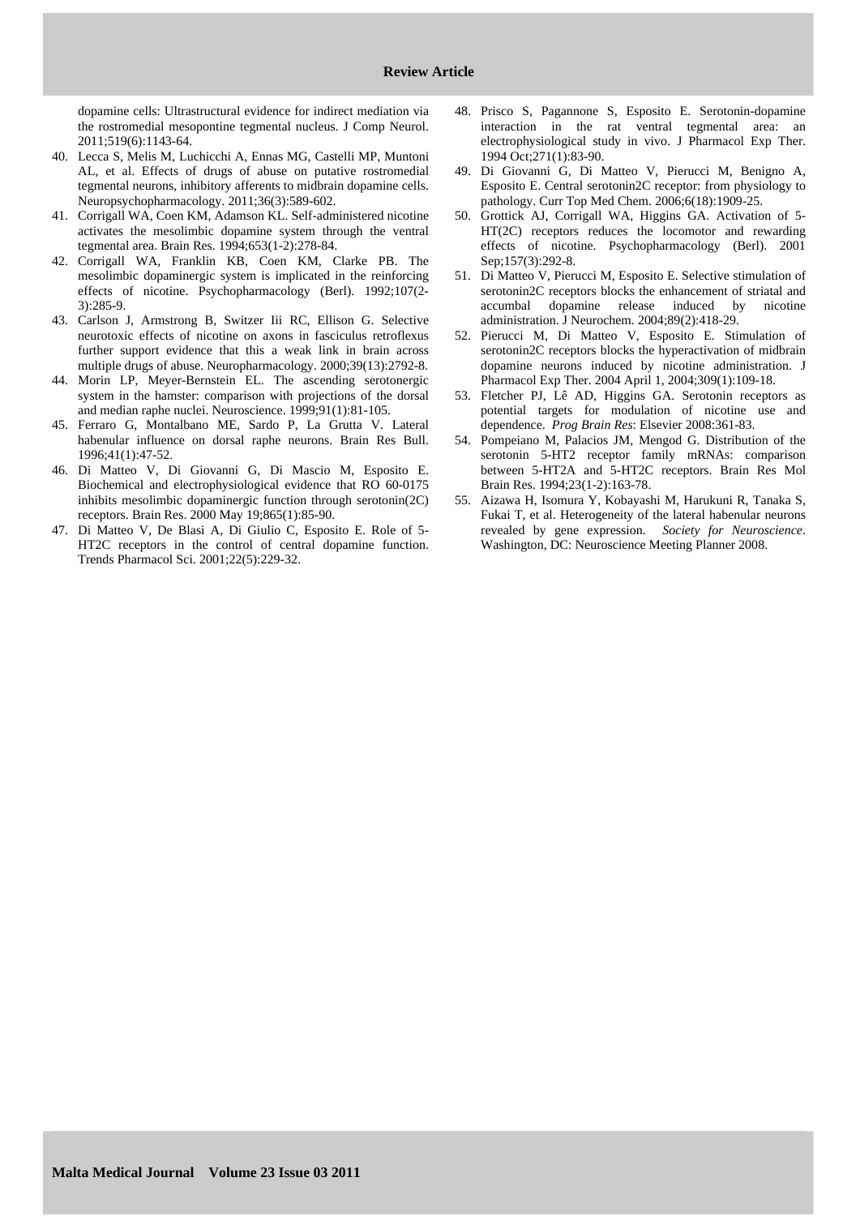dopamine cells: Ultrastructural evidence for indirect mediation via the rostromedial mesopontine tegmental nucleus. J Comp Neurol. 2011;519(6):1143-64.

40. Lecca S, Melis M, Luchicchi A, Ennas MG, Castelli MP, Muntoni AL, et al. Effects of drugs of abuse on putative rostromedial tegmental neurons, inhibitory afferents to midbrain dopamine cells. Neuropsychopharmacology. 2011;36(3):589-602.
41. Corrigall WA, Coen KM, Adamson KL. Self-administered nicotine activates the mesolimbic dopamine system through the ventral tegmental area. Brain Res. 1994;653(1-2):278-84.
42. Corrigall WA, Franklin KB, Coen KM, Clarke PB. The mesolimbic dopaminergic system is implicated in the reinforcing effects of nicotine. Psychopharmacology (Berl). 1992;107(2-3):285-9.
43. Carlson J, Armstrong B, Switzer Iii RC, Ellison G. Selective neurotoxic effects of nicotine on axons in fasciculus retroflexus further support evidence that this a weak link in brain across multiple drugs of abuse. Neuropharmacology. 2000;39(13):2792-8.
44. Morin LP, Meyer-Bernstein EL. The ascending serotonergic system in the hamster: comparison with projections of the dorsal and median raphe nuclei. Neuroscience. 1999;91(1):81-105.
45. Ferraro G, Montalbano ME, Sardo P, La Grutta V. Lateral habenular influence on dorsal raphe neurons. Brain Res Bull. 1996;41(1):47-52.
46. Di Matteo V, Di Giovanni G, Di Mascio M, Esposito E. Biochemical and electrophysiological evidence that RO 60-0175 inhibits mesolimbic dopaminergic function through serotonin(2C) receptors. Brain Res. 2000 May 19;865(1):85-90.
47. Di Matteo V, De Blasi A, Di Giulio C, Esposito E. Role of 5-HT2C receptors in the control of central dopamine function. Trends Pharmacol Sci. 2001;22(5):229-32.
48. Prisco S, Pagannone S, Esposito E. Serotonin-dopamine interaction in the rat ventral tegmental area: an electrophysiological study in vivo. J Pharmacol Exp Ther. 1994 Oct;271(1):83-90.
49. Di Giovanni G, Di Matteo V, Pierucci M, Benigno A, Esposito E. Central serotonin2C receptor: from physiology to pathology. Curr Top Med Chem. 2006;6(18):1909-25.
50. Grottick AJ, Corrigall WA, Higgins GA. Activation of 5-HT(2C) receptors reduces the locomotor and rewarding effects of nicotine. Psychopharmacology (Berl). 2001 Sep;157(3):292-8.
51. Di Matteo V, Pierucci M, Esposito E. Selective stimulation of serotonin2C receptors blocks the enhancement of striatal and accumbal dopamine release induced by nicotine administration. J Neurochem. 2004;89(2):418-29.
52. Pierucci M, Di Matteo V, Esposito E. Stimulation of serotonin2C receptors blocks the hyperactivation of midbrain dopamine neurons induced by nicotine administration. J Pharmacol Exp Ther. 2004 April 1, 2004;309(1):109-18.
53. Fletcher PJ, Lê AD, Higgins GA. Serotonin receptors as potential targets for modulation of nicotine use and dependence. *Prog Brain Res*: Elsevier 2008:361-83.
54. Pompeiano M, Palacios JM, Mengod G. Distribution of the serotonin 5-HT2 receptor family mRNAs: comparison between 5-HT2A and 5-HT2C receptors. Brain Res Mol Brain Res. 1994;23(1-2):163-78.
55. Aizawa H, Isomura Y, Kobayashi M, Harukuni R, Tanaka S, Fukai T, et al. Heterogeneity of the lateral habenular neurons revealed by gene expression. *Society for Neuroscience*. Washington, DC: Neuroscience Meeting Planner 2008.